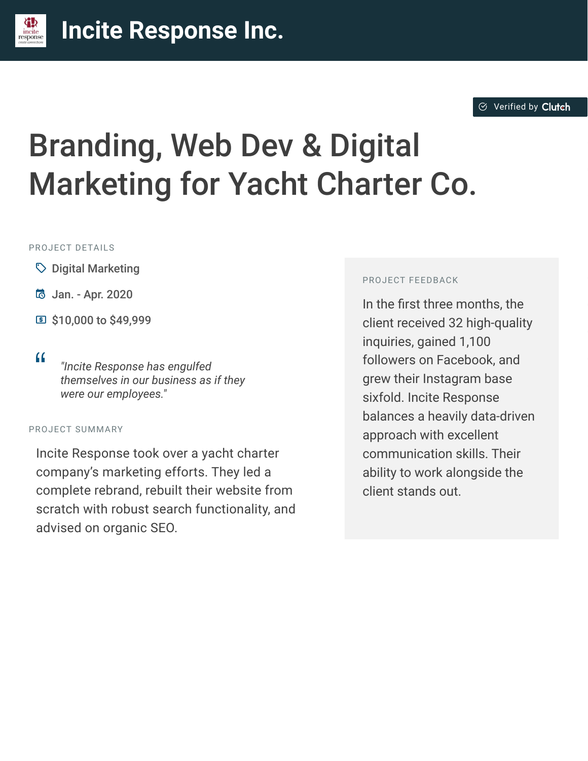# Incite Response Inc.

Verified by Clutch

## Branding, Web Dev & Digital Marketing for Yacht Charter Co.

PROJECT DETAILS

- Digital Marketing
- Jan. - Apr. 2020
- $10,000 to $49,999

> *"Incite Response has engulfed themselves in our business as if they were our employees."*

PROJECT SUMMARY

Incite Response took over a yacht charter company's marketing efforts. They led a complete rebrand, rebuilt their website from scratch with robust search functionality, and advised on organic SEO.

PROJECT FEEDBACK

In the first three months, the client received 32 high-quality inquiries, gained 1,100 followers on Facebook, and grew their Instagram base sixfold. Incite Response balances a heavily data-driven approach with excellent communication skills. Their ability to work alongside the client stands out.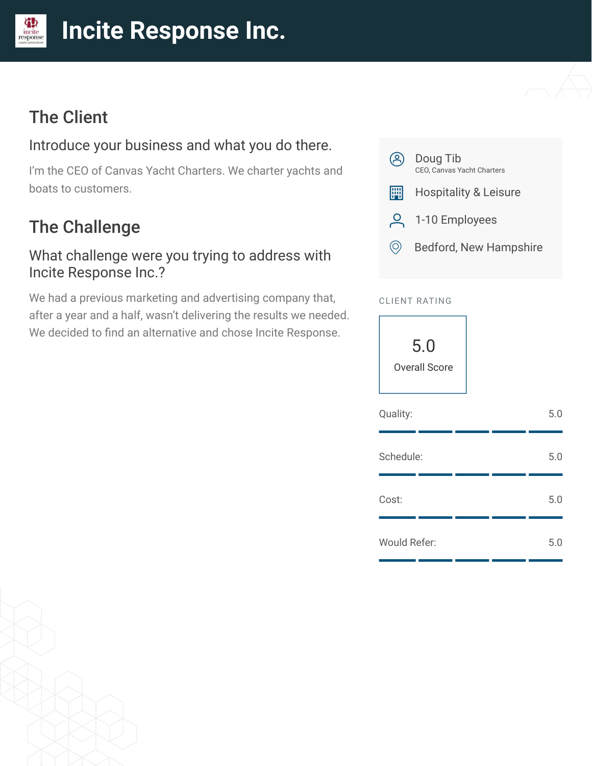# Incite Response Inc.

## The Client

### Introduce your business and what you do there.

I'm the CEO of Canvas Yacht Charters. We charter yachts and boats to customers.

## The Challenge

### What challenge were you trying to address with Incite Response Inc.?

We had a previous marketing and advertising company that, after a year and a half, wasn't delivering the results we needed. We decided to find an alternative and chose Incite Response.

Doug Tib
CEO, Canvas Yacht Charters

Hospitality & Leisure

1-10 Employees

Bedford, New Hampshire

CLIENT RATING

5.0
Overall Score

| | |
|---|---|
| Quality: | 5.0 |
| Schedule: | 5.0 |
| Cost: | 5.0 |
| Would Refer: | 5.0 |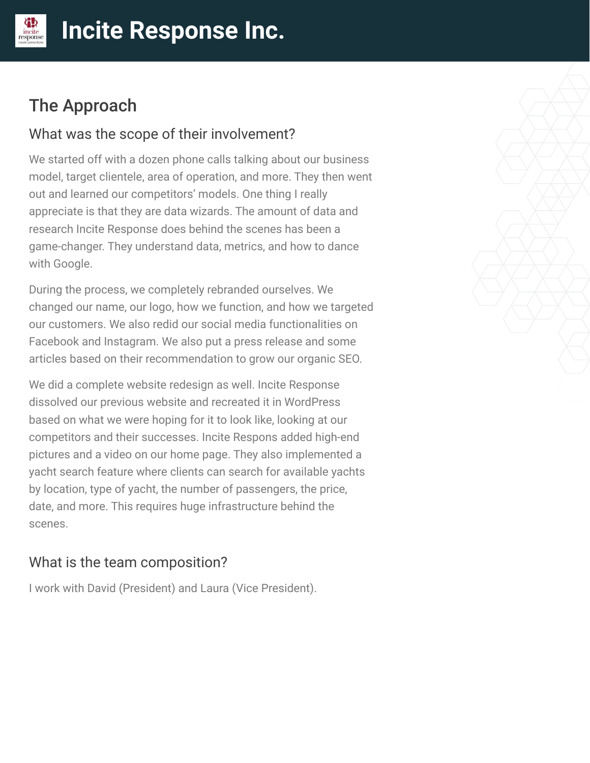## The Approach

### What was the scope of their involvement?

We started off with a dozen phone calls talking about our business model, target clientele, area of operation, and more. They then went out and learned our competitors' models. One thing I really appreciate is that they are data wizards. The amount of data and research Incite Response does behind the scenes has been a game-changer. They understand data, metrics, and how to dance with Google.

During the process, we completely rebranded ourselves. We changed our name, our logo, how we function, and how we targeted our customers. We also redid our social media functionalities on Facebook and Instagram. We also put a press release and some articles based on their recommendation to grow our organic SEO.

We did a complete website redesign as well. Incite Response dissolved our previous website and recreated it in WordPress based on what we were hoping for it to look like, looking at our competitors and their successes. Incite Respons added high-end pictures and a video on our home page. They also implemented a yacht search feature where clients can search for available yachts by location, type of yacht, the number of passengers, the price, date, and more. This requires huge infrastructure behind the scenes.

### What is the team composition?

I work with David (President) and Laura (Vice President).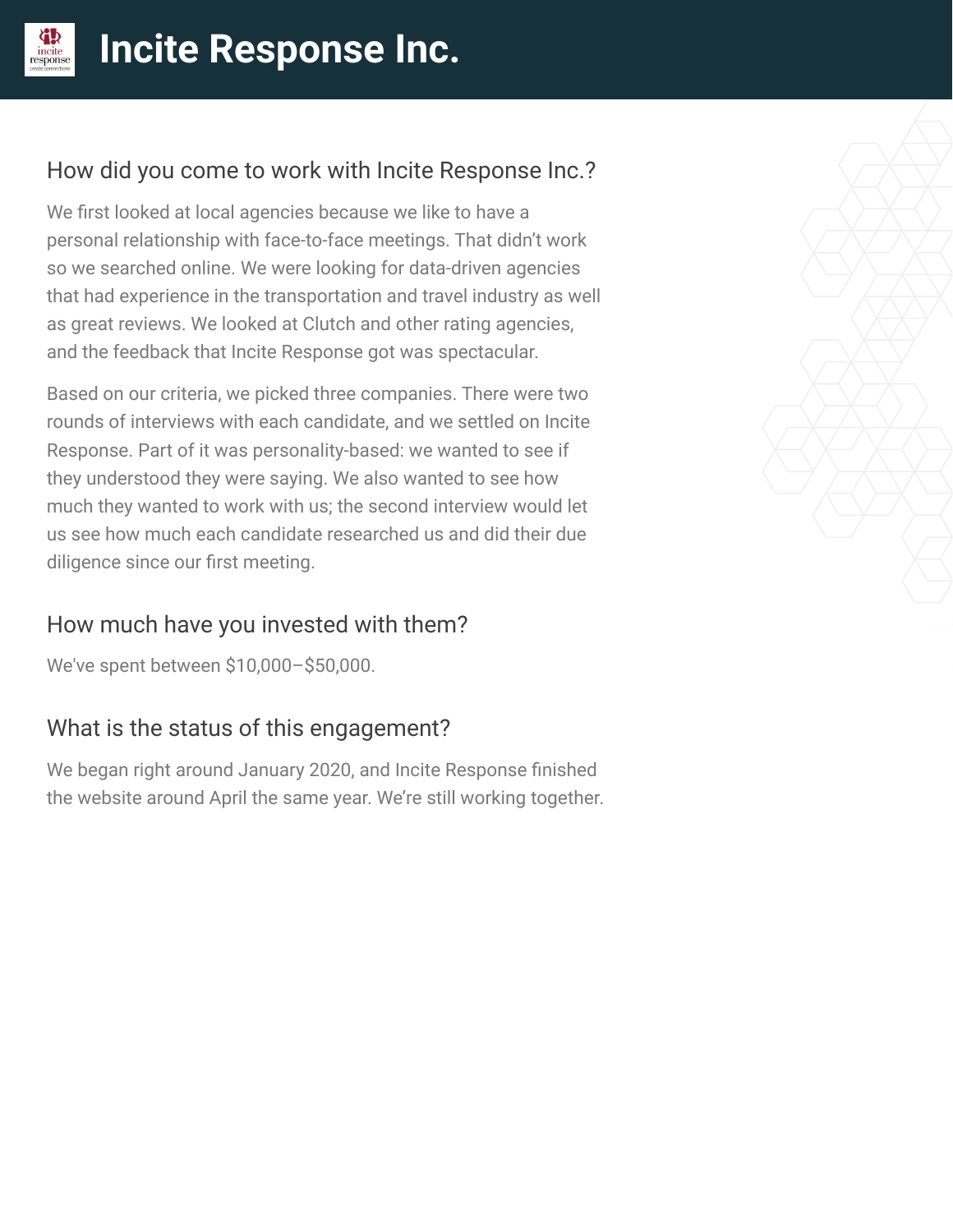# Incite Response Inc.

## How did you come to work with Incite Response Inc.?

We first looked at local agencies because we like to have a personal relationship with face-to-face meetings. That didn't work so we searched online. We were looking for data-driven agencies that had experience in the transportation and travel industry as well as great reviews. We looked at Clutch and other rating agencies, and the feedback that Incite Response got was spectacular.

Based on our criteria, we picked three companies. There were two rounds of interviews with each candidate, and we settled on Incite Response. Part of it was personality-based: we wanted to see if they understood they were saying. We also wanted to see how much they wanted to work with us; the second interview would let us see how much each candidate researched us and did their due diligence since our first meeting.

## How much have you invested with them?

We've spent between $10,000–$50,000.

## What is the status of this engagement?

We began right around January 2020, and Incite Response finished the website around April the same year. We're still working together.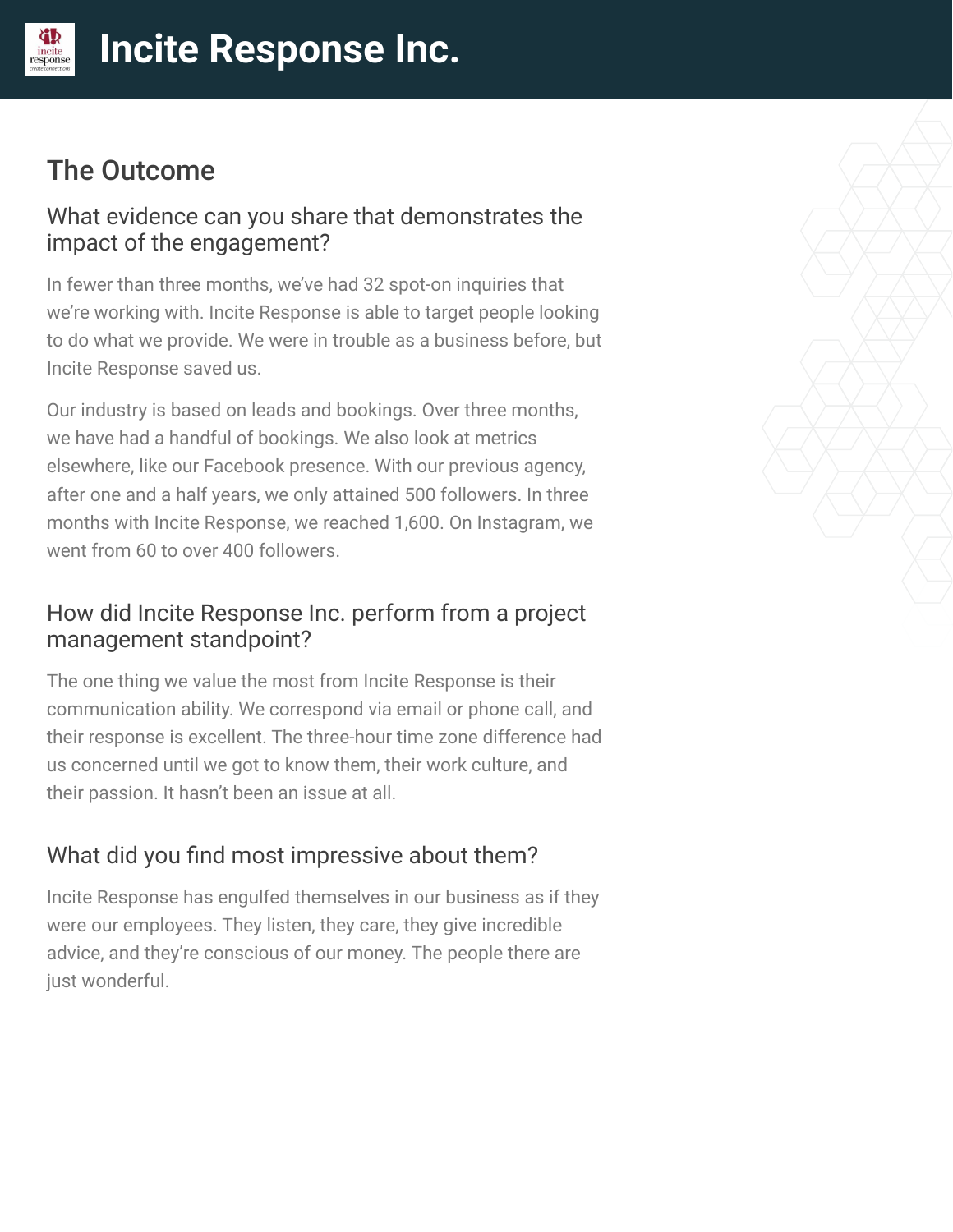# Incite Response Inc.

## The Outcome

### What evidence can you share that demonstrates the impact of the engagement?

In fewer than three months, we've had 32 spot-on inquiries that we're working with. Incite Response is able to target people looking to do what we provide. We were in trouble as a business before, but Incite Response saved us.

Our industry is based on leads and bookings. Over three months, we have had a handful of bookings. We also look at metrics elsewhere, like our Facebook presence. With our previous agency, after one and a half years, we only attained 500 followers. In three months with Incite Response, we reached 1,600. On Instagram, we went from 60 to over 400 followers.

### How did Incite Response Inc. perform from a project management standpoint?

The one thing we value the most from Incite Response is their communication ability. We correspond via email or phone call, and their response is excellent. The three-hour time zone difference had us concerned until we got to know them, their work culture, and their passion. It hasn't been an issue at all.

### What did you find most impressive about them?

Incite Response has engulfed themselves in our business as if they were our employees. They listen, they care, they give incredible advice, and they're conscious of our money. The people there are just wonderful.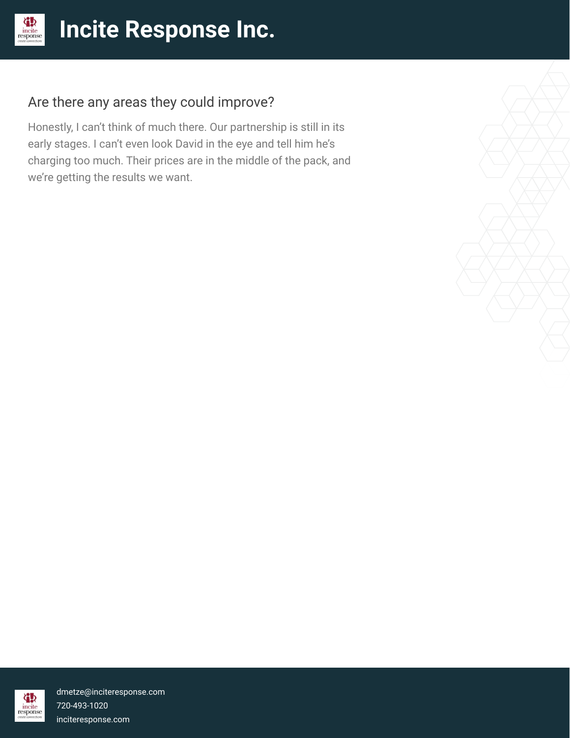## Are there any areas they could improve?

Honestly, I can't think of much there. Our partnership is still in its early stages. I can't even look David in the eye and tell him he's charging too much. Their prices are in the middle of the pack, and we're getting the results we want.